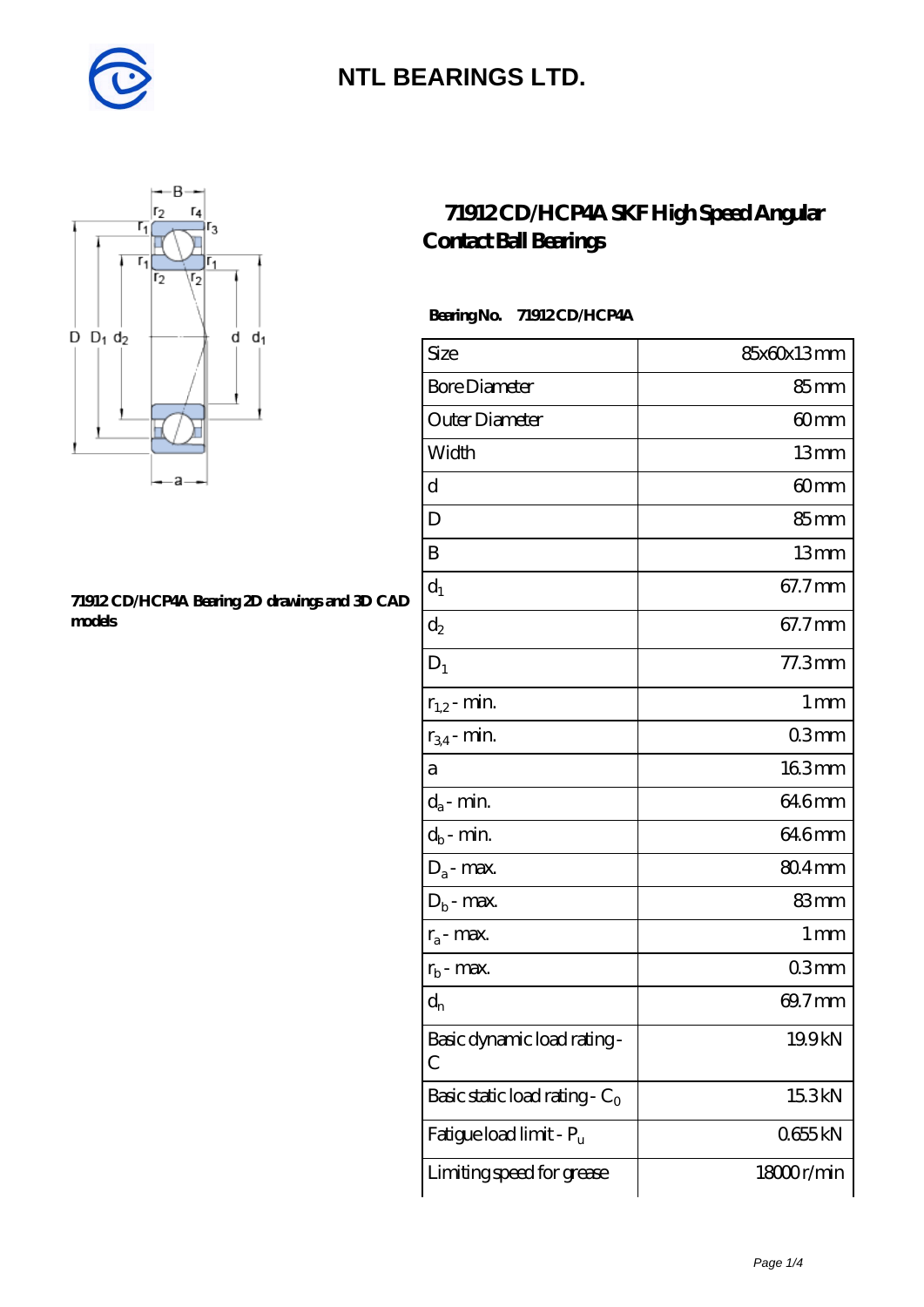# NTL BEARINGS LTD.

## 71912 CD/HCP4A SKF High Speed Angular Contact Ball Bearings

**71912 CD/HCP4A Bearing 2D drawings and 3D CAD models**

**Bearing No. 71912 CD/HCP4A**

| Size | 85x60x13 mm |
|---|---|
| Bore Diameter | 85 mm |
| Outer Diameter | 60 mm |
| Width | 13 mm |
| d | 60 mm |
| D | 85 mm |
| B | 13 mm |
| $d_1$ | 67.7 mm |
| $d_2$ | 67.7 mm |
| $D_1$ | 77.3 mm |
| $r_{1,2}$ - min. | 1 mm |
| $r_{3,4}$ - min. | 0.3 mm |
| a | 16.3 mm |
| $d_a$ - min. | 64.6 mm |
| $d_b$ - min. | 64.6 mm |
| $D_a$ - max. | 80.4 mm |
| $D_b$ - max. | 83 mm |
| $r_a$ - max. | 1 mm |
| $r_b$ - max. | 0.3 mm |
| $d_n$ | 69.7 mm |
| Basic dynamic load rating - C | 19.9 kN |
| Basic static load rating - $C_0$ | 15.3 kN |
| Fatigue load limit - $P_u$ | 0.655 kN |
| Limiting speed for grease | 18000 r/min |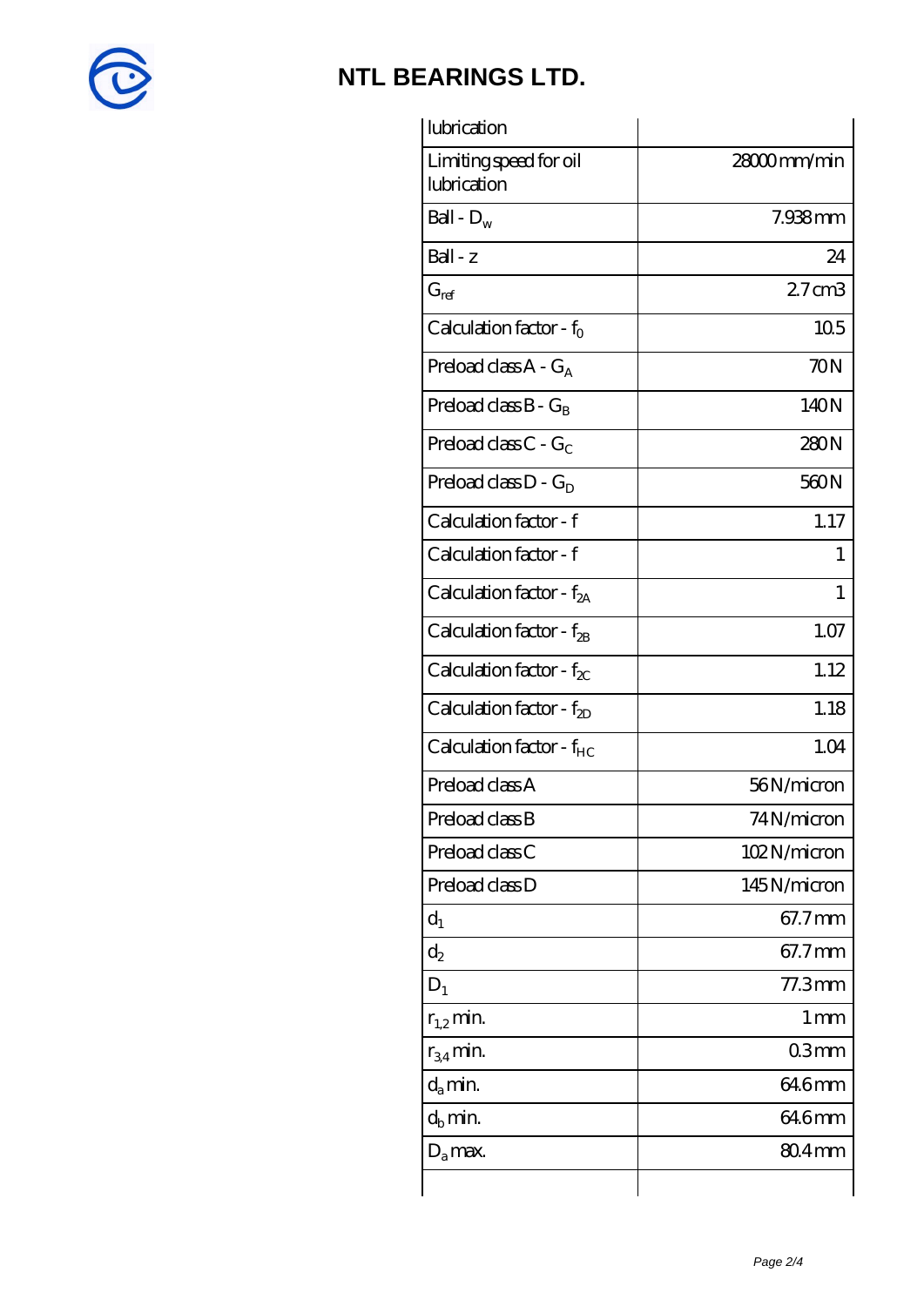| lubrication | |
|---|---|
| Limiting speed for oil lubrication | 28000 mm/min |
| Ball - $D_w$ | 7.938 mm |
| Ball - z | 24 |
| $G_{ref}$ | 2.7 cm3 |
| Calculation factor - $f_0$ | 10.5 |
| Preload class A - $G_A$ | 70 N |
| Preload class B - $G_B$ | 140 N |
| Preload class C - $G_C$ | 280 N |
| Preload class D - $G_D$ | 560 N |
| Calculation factor - f | 1.17 |
| Calculation factor - f | 1 |
| Calculation factor - $f_{2A}$ | 1 |
| Calculation factor - $f_{2B}$ | 1.07 |
| Calculation factor - $f_{2C}$ | 1.12 |
| Calculation factor - $f_{2D}$ | 1.18 |
| Calculation factor - $f_{HC}$ | 1.04 |
| Preload class A | 56 N/micron |
| Preload class B | 74 N/micron |
| Preload class C | 102 N/micron |
| Preload class D | 145 N/micron |
| $d_1$ | 67.7 mm |
| $d_2$ | 67.7 mm |
| $D_1$ | 77.3 mm |
| $r_{1,2}$ min. | 1 mm |
| $r_{3,4}$ min. | 0.3 mm |
| $d_a$ min. | 64.6 mm |
| $d_b$ min. | 64.6 mm |
| $D_a$ max. | 80.4 mm |
| | |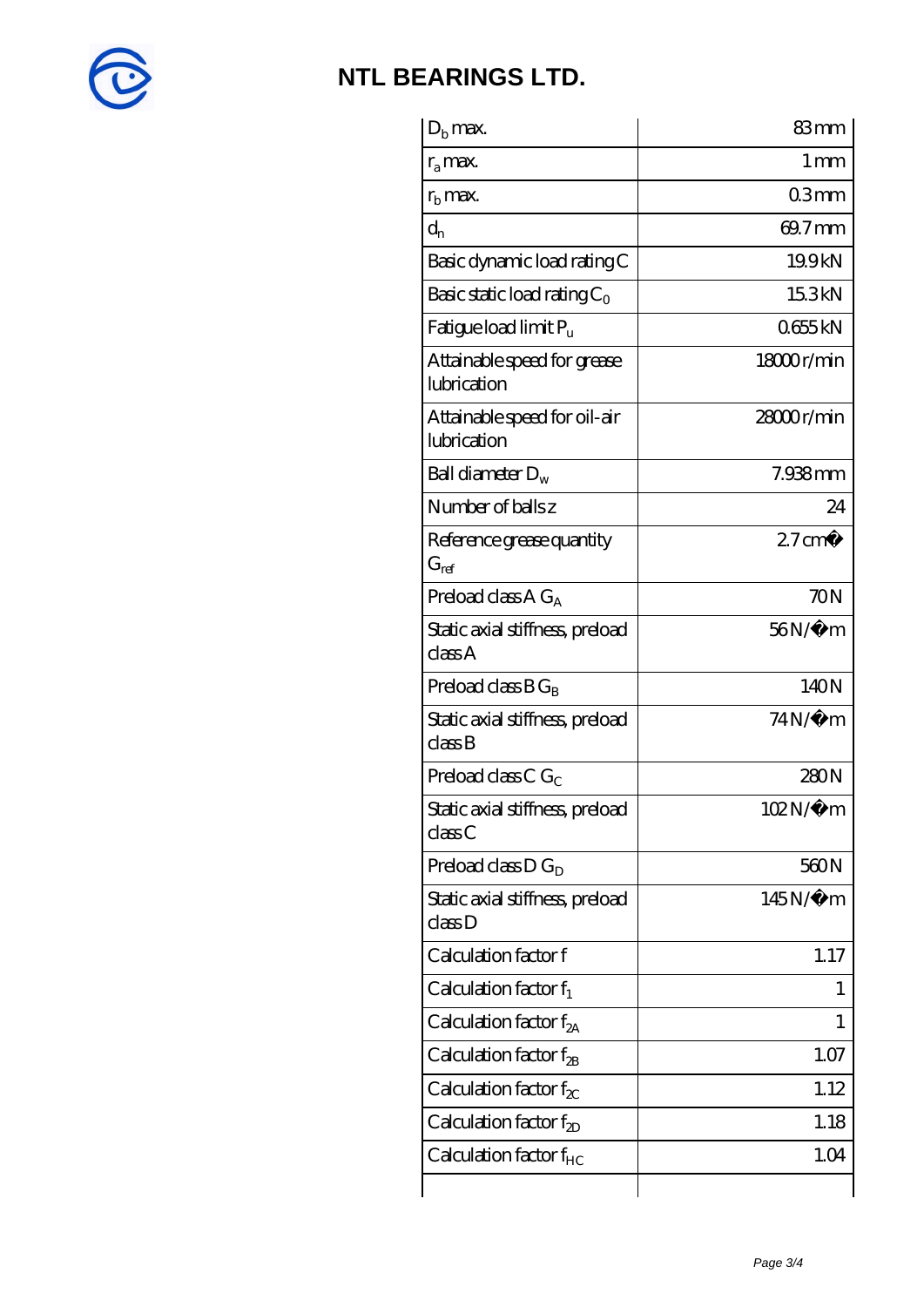| | |
|---|---|
| $D_b$ max. | 83 mm |
| $r_a$ max. | 1 mm |
| $r_b$ max. | 0.3 mm |
| $d_n$ | 69.7 mm |
| Basic dynamic load rating C | 19.9 kN |
| Basic static load rating $C_0$ | 15.3 kN |
| Fatigue load limit $P_u$ | 0.655 kN |
| Attainable speed for grease lubrication | 18000 r/min |
| Attainable speed for oil-air lubrication | 28000 r/min |
| Ball diameter $D_w$ | 7.938 mm |
| Number of balls z | 24 |
| Reference grease quantity $G_{ref}$ | 2.7 cm� |
| Preload class A $G_A$ | 70 N |
| Static axial stiffness, preload class A | 56 N/�m |
| Preload class B $G_B$ | 140 N |
| Static axial stiffness, preload class B | 74 N/�m |
| Preload class C $G_C$ | 280 N |
| Static axial stiffness, preload class C | 102 N/�m |
| Preload class D $G_D$ | 560 N |
| Static axial stiffness, preload class D | 145 N/�m |
| Calculation factor f | 1.17 |
| Calculation factor $f_1$ | 1 |
| Calculation factor $f_{2A}$ | 1 |
| Calculation factor $f_{2B}$ | 1.07 |
| Calculation factor $f_{2C}$ | 1.12 |
| Calculation factor $f_{2D}$ | 1.18 |
| Calculation factor $f_{HC}$ | 1.04 |
| | |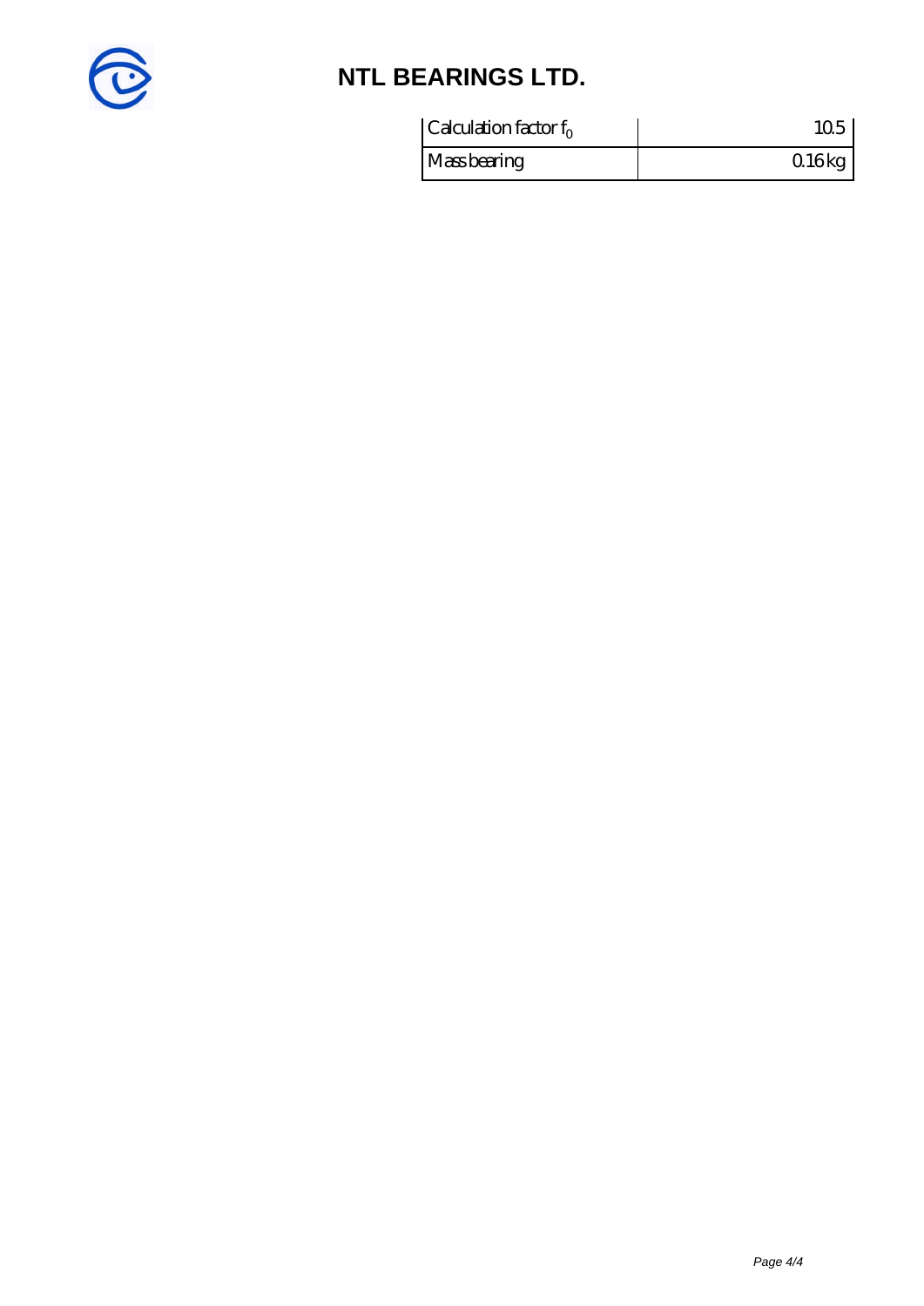# NTL BEARINGS LTD.

| | |
|---|---|
| Calculation factor $f_0$ | 10.5 |
| Mass bearing | 0.16 kg |